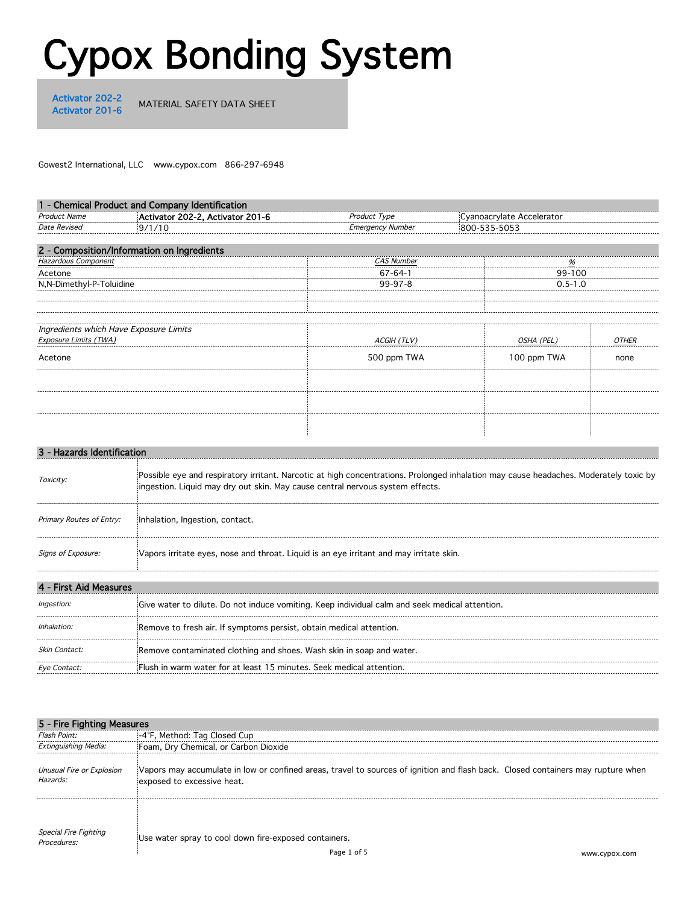# Cypox Bonding System

Activator 202-2
Activator 201-6

MATERIAL SAFETY DATA SHEET

Gowest2 International, LLC www.cypox.com 866-297-6948

## 1 - Chemical Product and Company Identification

| | | | |
|---|---|---|---|
| *Product Name* | Activator 202-2, Activator 201-6 | *Product Type* | Cyanoacrylate Accelerator |
| *Date Revised* | 9/1/10 | *Emergency Number* | 800-535-5053 |

## 2 - Composition/Information on Ingredients

| *Hazardous Component* | *CAS Number* | *%* |
|---|---|---|
| Acetone | 67-64-1 | 99-100 |
| N,N-Dimethyl-P-Toluidine | 99-97-8 | 0.5-1.0 |

| *Ingredients which Have Exposure Limits* / *Exposure Limits (TWA)* | *ACGIH (TLV)* | *OSHA (PEL)* | *OTHER* |
|---|---|---|---|
| Acetone | 500 ppm TWA | 100 ppm TWA | none |

## 3 - Hazards Identification

| | |
|---|---|
| *Toxicity:* | Possible eye and respiratory irritant. Narcotic at high concentrations. Prolonged inhalation may cause headaches. Moderately toxic by ingestion. Liquid may dry out skin. May cause central nervous system effects. |
| *Primary Routes of Entry:* | Inhalation, Ingestion, contact. |
| *Signs of Exposure:* | Vapors irritate eyes, nose and throat. Liquid is an eye irritant and may irritate skin. |

## 4 - First Aid Measures

| | |
|---|---|
| *Ingestion:* | Give water to dilute. Do not induce vomiting. Keep individual calm and seek medical attention. |
| *Inhalation:* | Remove to fresh air. If symptoms persist, obtain medical attention. |
| *Skin Contact:* | Remove contaminated clothing and shoes. Wash skin in soap and water. |
| *Eye Contact:* | Flush in warm water for at least 15 minutes. Seek medical attention. |

## 5 - Fire Fighting Measures

| | |
|---|---|
| *Flash Point:* | -4°F, Method: Tag Closed Cup |
| *Extinguishing Media:* | Foam, Dry Chemical, or Carbon Dioxide |
| *Unusual Fire or Explosion Hazards:* | Vapors may accumulate in low or confined areas, travel to sources of ignition and flash back. Closed containers may rupture when exposed to excessive heat. |
| *Special Fire Fighting Procedures:* | Use water spray to cool down fire-exposed containers. |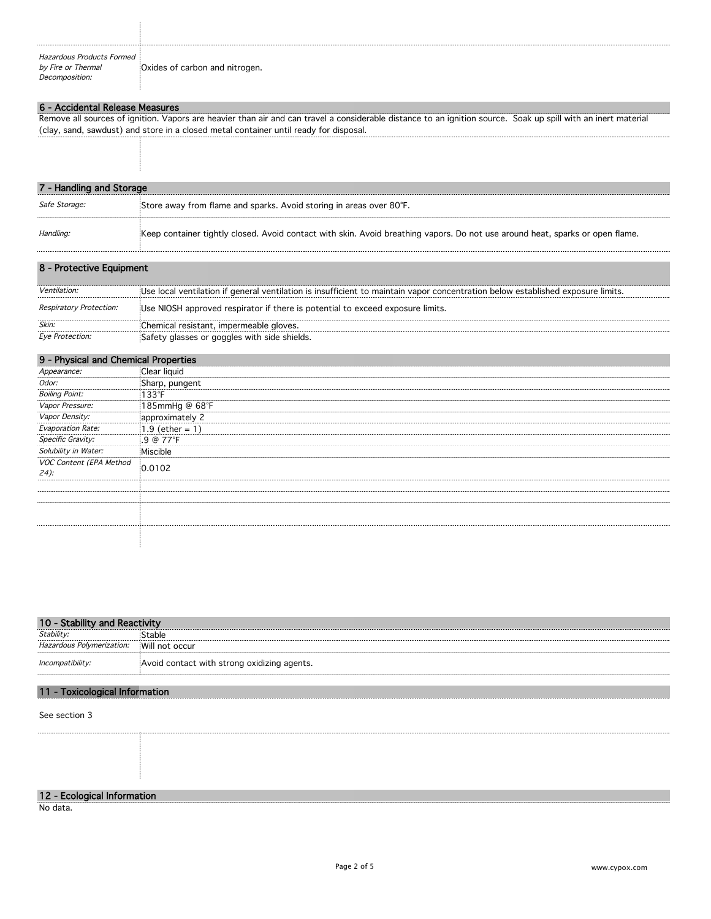| | |
|---|---|
| *Hazardous Products Formed by Fire or Thermal Decomposition:* | Oxides of carbon and nitrogen. |

## 6 - Accidental Release Measures

Remove all sources of ignition. Vapors are heavier than air and can travel a considerable distance to an ignition source. Soak up spill with an inert material (clay, sand, sawdust) and store in a closed metal container until ready for disposal.

## 7 - Handling and Storage

| | |
|---|---|
| *Safe Storage:* | Store away from flame and sparks. Avoid storing in areas over 80°F. |
| *Handling:* | Keep container tightly closed. Avoid contact with skin. Avoid breathing vapors. Do not use around heat, sparks or open flame. |

## 8 - Protective Equipment

| | |
|---|---|
| *Ventilation:* | Use local ventilation if general ventilation is insufficient to maintain vapor concentration below established exposure limits. |
| *Respiratory Protection:* | Use NIOSH approved respirator if there is potential to exceed exposure limits. |
| *Skin:* | Chemical resistant, impermeable gloves. |
| *Eye Protection:* | Safety glasses or goggles with side shields. |

## 9 - Physical and Chemical Properties

| | |
|---|---|
| *Appearance:* | Clear liquid |
| *Odor:* | Sharp, pungent |
| *Boiling Point:* | 133°F |
| *Vapor Pressure:* | 185mmHg @ 68°F |
| *Vapor Density:* | approximately 2 |
| *Evaporation Rate:* | 1.9 (ether = 1) |
| *Specific Gravity:* | .9 @ 77°F |
| *Solubility in Water:* | Miscible |
| *VOC Content (EPA Method 24):* | 0.0102 |

## 10 - Stability and Reactivity

| | |
|---|---|
| *Stability:* | Stable |
| *Hazardous Polymerization:* | Will not occur |
| *Incompatibility:* | Avoid contact with strong oxidizing agents. |

## 11 - Toxicological Information

See section 3

## 12 - Ecological Information

No data.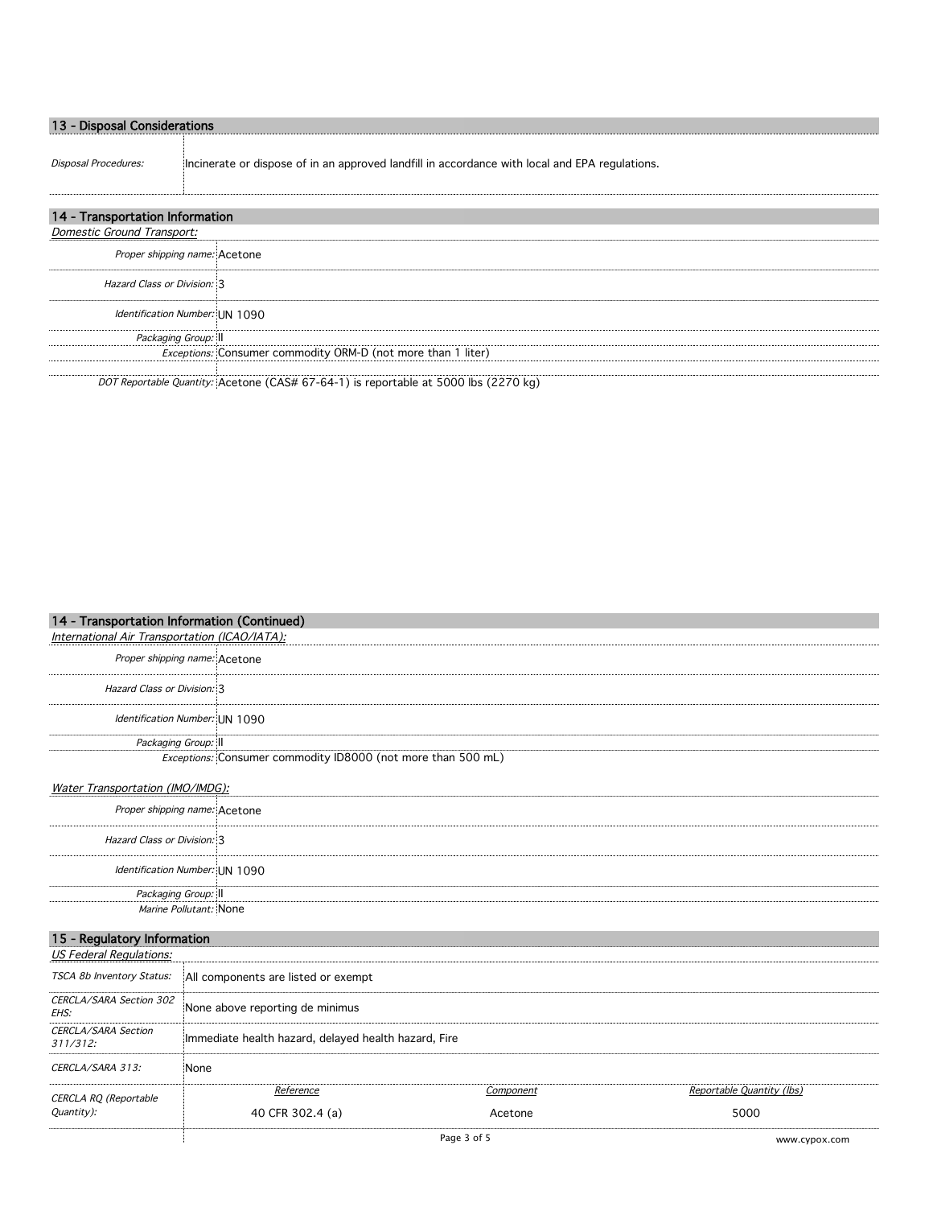## 13 - Disposal Considerations

| | |
|---|---|
| *Disposal Procedures:* | Incinerate or dispose of in an approved landfill in accordance with local and EPA regulations. |

## 14 - Transportation Information

*Domestic Ground Transport:*

| | |
|---|---|
| *Proper shipping name:* | Acetone |
| *Hazard Class or Division:* | 3 |
| *Identification Number:* | UN 1090 |
| *Packaging Group:* | II |
| *Exceptions:* | Consumer commodity ORM-D (not more than 1 liter) |
| *DOT Reportable Quantity:* | Acetone (CAS# 67-64-1) is reportable at 5000 lbs (2270 kg) |

## 14 - Transportation Information (Continued)

*International Air Transportation (ICAO/IATA):*

| | |
|---|---|
| *Proper shipping name:* | Acetone |
| *Hazard Class or Division:* | 3 |
| *Identification Number:* | UN 1090 |
| *Packaging Group:* | II |
| *Exceptions:* | Consumer commodity ID8000 (not more than 500 mL) |

*Water Transportation (IMO/IMDG):*

| | |
|---|---|
| *Proper shipping name:* | Acetone |
| *Hazard Class or Division:* | 3 |
| *Identification Number:* | UN 1090 |
| *Packaging Group:* | II |
| *Marine Pollutant:* | None |

## 15 - Regulatory Information

*US Federal Regulations:*

| | | | |
|---|---|---|---|
| *TSCA 8b Inventory Status:* | All components are listed or exempt | | |
| *CERCLA/SARA Section 302 EHS:* | None above reporting de minimus | | |
| *CERCLA/SARA Section 311/312:* | Immediate health hazard, delayed health hazard, Fire | | |
| *CERCLA/SARA 313:* | None | | |
| *CERCLA RQ (Reportable Quantity):* | *Reference* | *Component* | *Reportable Quantity (lbs)* |
| | 40 CFR 302.4 (a) | Acetone | 5000 |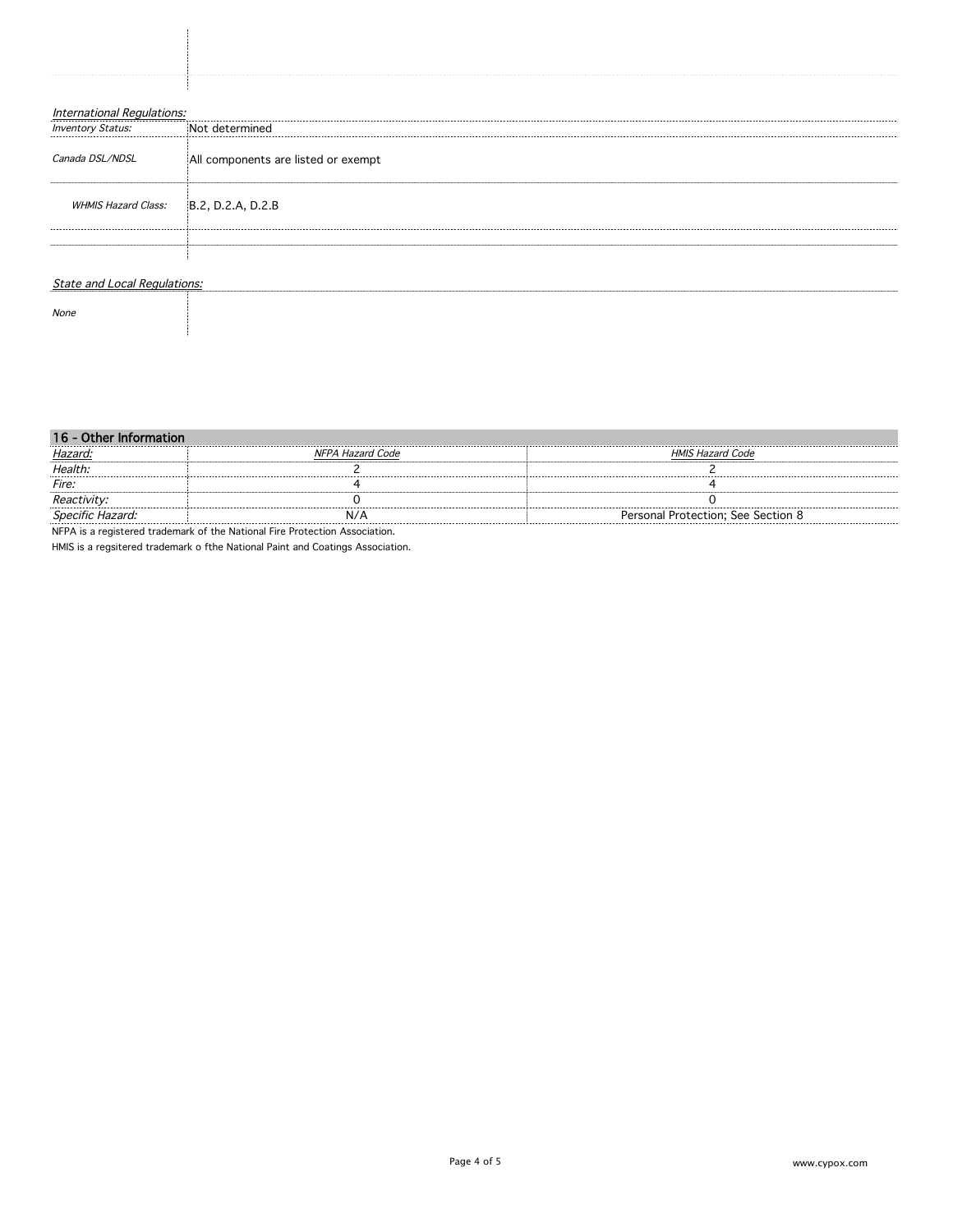*International Regulations:*

| | |
|---|---|
| *Inventory Status:* | Not determined |
| *Canada DSL/NDSL* | All components are listed or exempt |
| *WHMIS Hazard Class:* | B.2, D.2.A, D.2.B |

*State and Local Regulations:*

*None*

## 16 - Other Information

| *Hazard:* | *NFPA Hazard Code* | *HMIS Hazard Code* |
|---|---|---|
| *Health:* | 2 | 2 |
| *Fire:* | 4 | 4 |
| *Reactivity:* | 0 | 0 |
| *Specific Hazard:* | N/A | Personal Protection; See Section 8 |

NFPA is a registered trademark of the National Fire Protection Association.

HMIS is a regsitered trademark o fthe National Paint and Coatings Association.